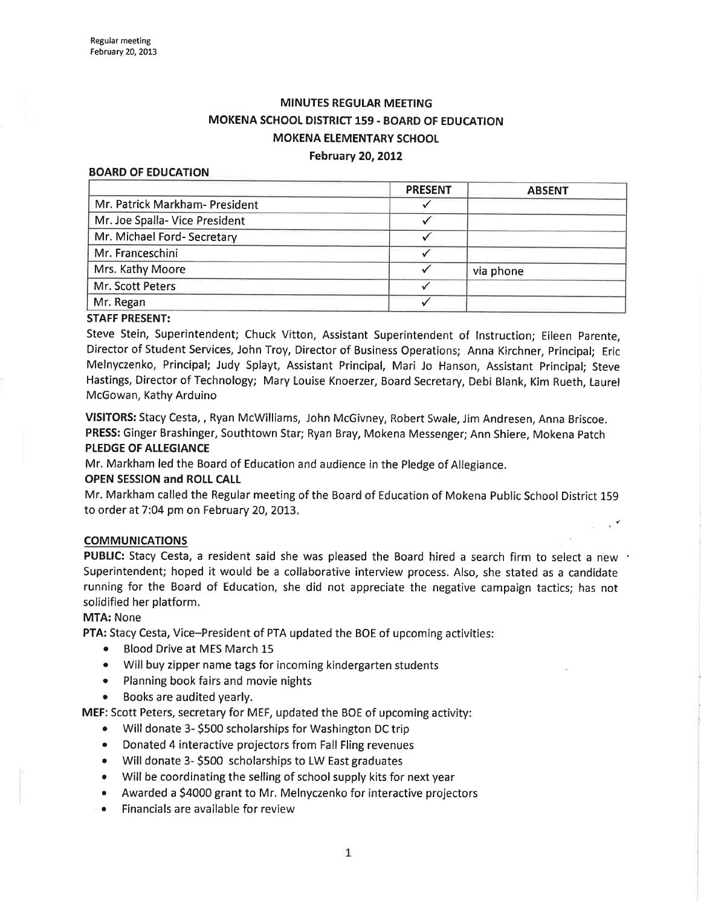# MINUTES REGULAR MEETING
## MOKENA SCHOOL DISTRICT 159 - BOARD OF EDUCATION
## MOKENA ELEMENTARY SCHOOL
### February 20, 2012

**BOARD OF EDUCATION**

| | PRESENT | ABSENT |
|---|---|---|
| Mr. Patrick Markham- President | ✓ | |
| Mr. Joe Spalla- Vice President | ✓ | |
| Mr. Michael Ford- Secretary | ✓ | |
| Mr. Franceschini | ✓ | |
| Mrs. Kathy Moore | ✓ | via phone |
| Mr. Scott Peters | ✓ | |
| Mr. Regan | ✓ | |

**STAFF PRESENT:**

Steve Stein, Superintendent; Chuck Vitton, Assistant Superintendent of Instruction; Eileen Parente, Director of Student Services, John Troy, Director of Business Operations; Anna Kirchner, Principal; Eric Melnyczenko, Principal; Judy Splayt, Assistant Principal, Mari Jo Hanson, Assistant Principal; Steve Hastings, Director of Technology; Mary Louise Knoerzer, Board Secretary, Debi Blank, Kim Rueth, Laurel McGowan, Kathy Arduino

**VISITORS:** Stacy Cesta, , Ryan McWilliams, John McGivney, Robert Swale, Jim Andresen, Anna Briscoe.
**PRESS:** Ginger Brashinger, Southtown Star; Ryan Bray, Mokena Messenger; Ann Shiere, Mokena Patch

**PLEDGE OF ALLEGIANCE**

Mr. Markham led the Board of Education and audience in the Pledge of Allegiance.

**OPEN SESSION and ROLL CALL**

Mr. Markham called the Regular meeting of the Board of Education of Mokena Public School District 159 to order at 7:04 pm on February 20, 2013.

**COMMUNICATIONS**

**PUBLIC:** Stacy Cesta, a resident said she was pleased the Board hired a search firm to select a new Superintendent; hoped it would be a collaborative interview process. Also, she stated as a candidate running for the Board of Education, she did not appreciate the negative campaign tactics; has not solidified her platform.

**MTA:** None

**PTA:** Stacy Cesta, Vice–President of PTA updated the BOE of upcoming activities:

- Blood Drive at MES March 15
- Will buy zipper name tags for incoming kindergarten students
- Planning book fairs and movie nights
- Books are audited yearly.

**MEF:** Scott Peters, secretary for MEF, updated the BOE of upcoming activity:

- Will donate 3- $500 scholarships for Washington DC trip
- Donated 4 interactive projectors from Fall Fling revenues
- Will donate 3- $500 scholarships to LW East graduates
- Will be coordinating the selling of school supply kits for next year
- Awarded a $4000 grant to Mr. Melnyczenko for interactive projectors
- Financials are available for review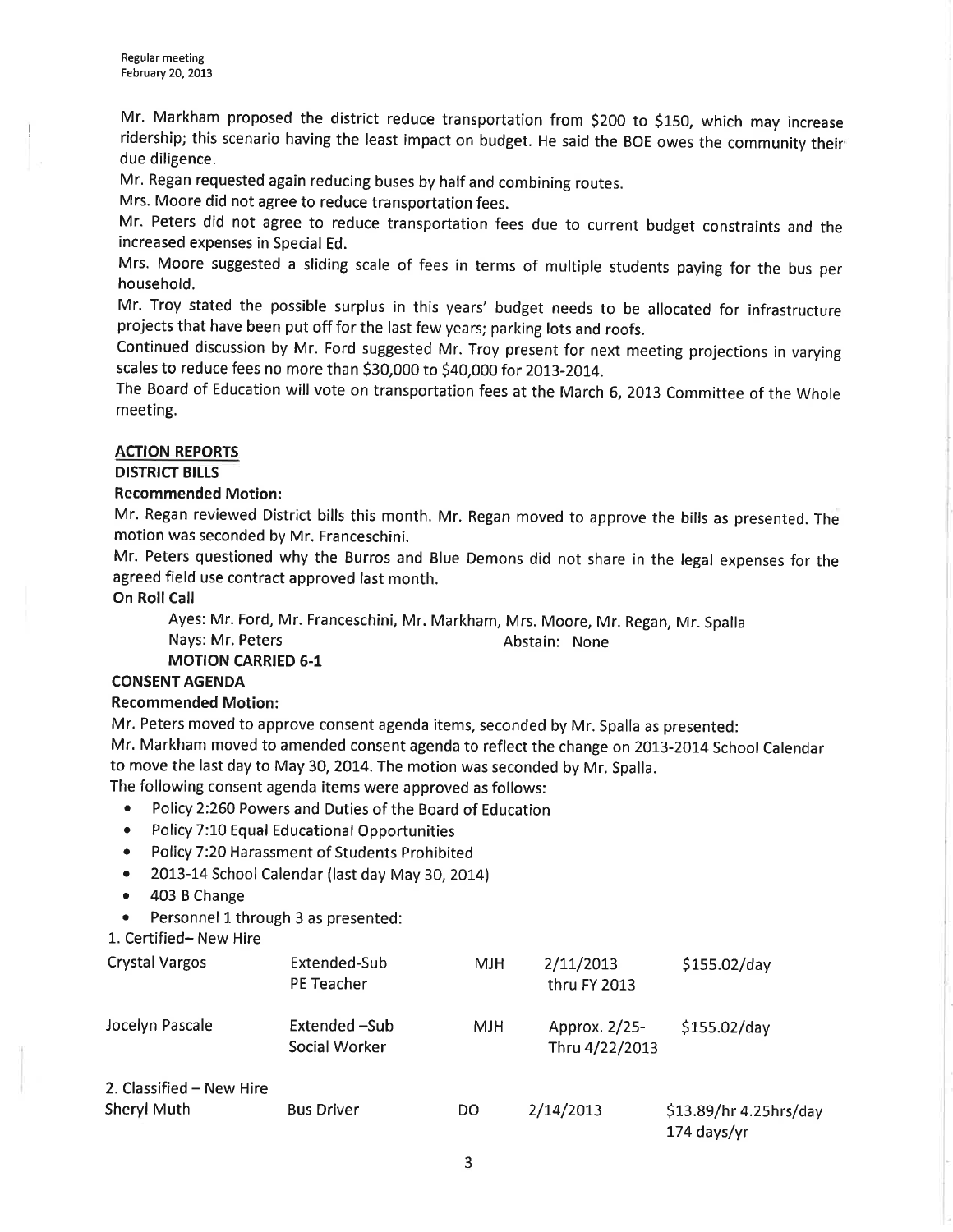Mr. Markham proposed the district reduce transportation from $200 to $150, which may increase ridership; this scenario having the least impact on budget. He said the BOE owes the community their due diligence.

Mr. Regan requested again reducing buses by half and combining routes.

Mrs. Moore did not agree to reduce transportation fees.

Mr. Peters did not agree to reduce transportation fees due to current budget constraints and the increased expenses in Special Ed.

Mrs. Moore suggested a sliding scale of fees in terms of multiple students paying for the bus per household.

Mr. Troy stated the possible surplus in this years' budget needs to be allocated for infrastructure projects that have been put off for the last few years; parking lots and roofs.

Continued discussion by Mr. Ford suggested Mr. Troy present for next meeting projections in varying scales to reduce fees no more than $30,000 to $40,000 for 2013-2014.

The Board of Education will vote on transportation fees at the March 6, 2013 Committee of the Whole meeting.

**ACTION REPORTS**

**DISTRICT BILLS**

**Recommended Motion:**

Mr. Regan reviewed District bills this month. Mr. Regan moved to approve the bills as presented. The motion was seconded by Mr. Franceschini.

Mr. Peters questioned why the Burros and Blue Demons did not share in the legal expenses for the agreed field use contract approved last month.

**On Roll Call**

Ayes: Mr. Ford, Mr. Franceschini, Mr. Markham, Mrs. Moore, Mr. Regan, Mr. Spalla

Nays: Mr. Peters Abstain: None

**MOTION CARRIED 6-1**

**CONSENT AGENDA**

**Recommended Motion:**

Mr. Peters moved to approve consent agenda items, seconded by Mr. Spalla as presented:

Mr. Markham moved to amended consent agenda to reflect the change on 2013-2014 School Calendar to move the last day to May 30, 2014. The motion was seconded by Mr. Spalla.

The following consent agenda items were approved as follows:

- Policy 2:260 Powers and Duties of the Board of Education
- Policy 7:10 Equal Educational Opportunities
- Policy 7:20 Harassment of Students Prohibited
- 2013-14 School Calendar (last day May 30, 2014)
- 403 B Change
- Personnel 1 through 3 as presented:

1. Certified– New Hire

| | | | | |
|---|---|---|---|---|
| Crystal Vargos | Extended-Sub PE Teacher | MJH | 2/11/2013 thru FY 2013 | $155.02/day |
| Jocelyn Pascale | Extended –Sub Social Worker | MJH | Approx. 2/25- Thru 4/22/2013 | $155.02/day |

2. Classified – New Hire

| | | | | |
|---|---|---|---|---|
| Sheryl Muth | Bus Driver | DO | 2/14/2013 | $13.89/hr 4.25hrs/day 174 days/yr |